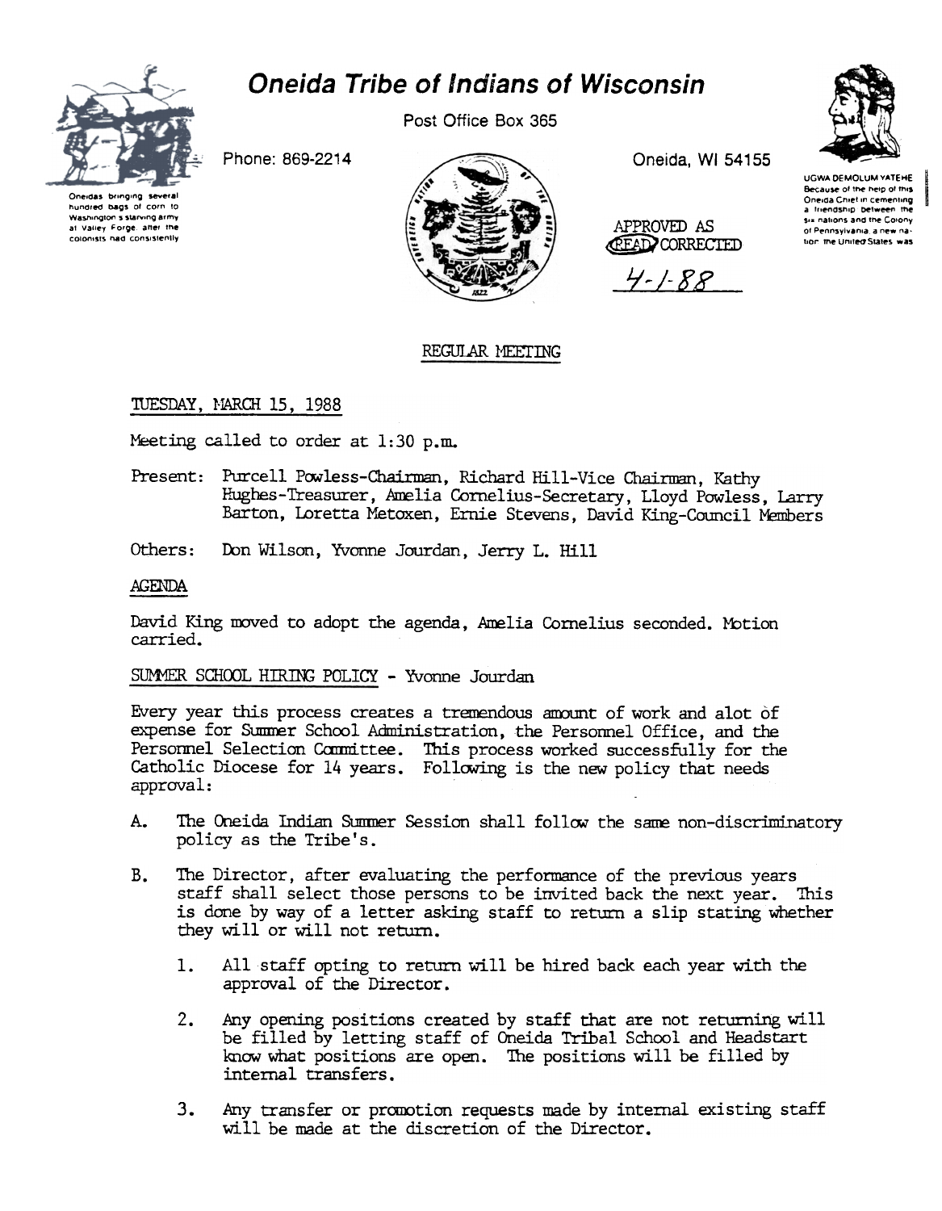# Oneida Tribe of Indians of Wisconsin

Post Office Box 365

Phone: 869-2214

Oneida, WI 54155

Oneidas bringing several hundred bags of corn to Washington's starving army at Valley Forge, after the colonists had consistently

UGWA DEMOLUM YATEHE
Because of the help of this Oneida Chief in cementing a friendship between the six nations and the Colony of Pennsylvania, a new nation, the United States was

APPROVED AS READ/CORRECTED
4-1-88

## REGULAR MEETING

TUESDAY, MARCH 15, 1988

Meeting called to order at 1:30 p.m.

Present: Purcell Powless-Chairman, Richard Hill-Vice Chairman, Kathy Hughes-Treasurer, Amelia Cornelius-Secretary, Lloyd Powless, Larry Barton, Loretta Metoxen, Ernie Stevens, David King-Council Members

Others: Don Wilson, Yvonne Jourdan, Jerry L. Hill

AGENDA

David King moved to adopt the agenda, Amelia Cornelius seconded. Motion carried.

SUMMER SCHOOL HIRING POLICY - Yvonne Jourdan

Every year this process creates a tremendous amount of work and alot of expense for Summer School Administration, the Personnel Office, and the Personnel Selection Committee. This process worked successfully for the Catholic Diocese for 14 years. Following is the new policy that needs approval:

A. The Oneida Indian Summer Session shall follow the same non-discriminatory policy as the Tribe's.

B. The Director, after evaluating the performance of the previous years staff shall select those persons to be invited back the next year. This is done by way of a letter asking staff to return a slip stating whether they will or will not return.

   1. All staff opting to return will be hired back each year with the approval of the Director.

   2. Any opening positions created by staff that are not returning will be filled by letting staff of Oneida Tribal School and Headstart know what positions are open. The positions will be filled by internal transfers.

   3. Any transfer or promotion requests made by internal existing staff will be made at the discretion of the Director.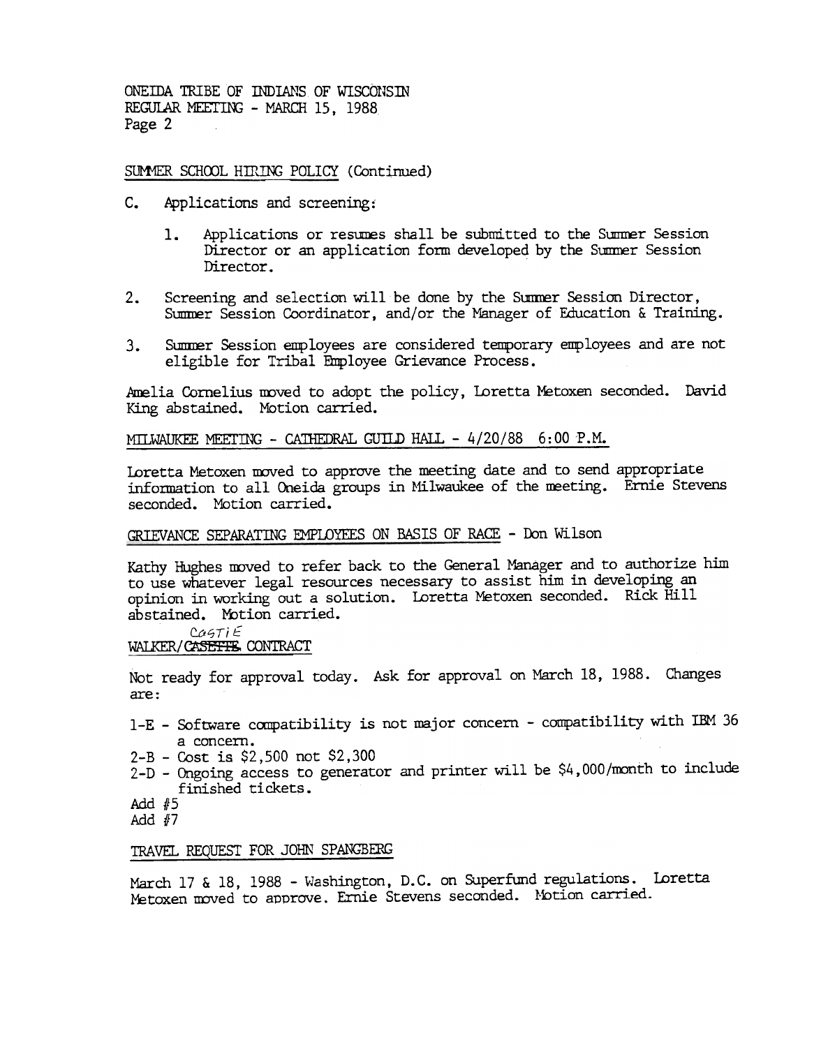ONEIDA TRIBE OF INDIANS OF WISCONSIN
REGULAR MEETING - MARCH 15, 1988
Page 2

SUMMER SCHOOL HIRING POLICY (Continued)

C. Applications and screening:

1. Applications or resumes shall be submitted to the Summer Session Director or an application form developed by the Summer Session Director.

2. Screening and selection will be done by the Summer Session Director, Summer Session Coordinator, and/or the Manager of Education & Training.

3. Summer Session employees are considered temporary employees and are not eligible for Tribal Employee Grievance Process.

Amelia Cornelius moved to adopt the policy, Loretta Metoxen seconded. David King abstained. Motion carried.

MILWAUKEE MEETING - CATHEDRAL GUILD HALL - 4/20/88 6:00 P.M.

Loretta Metoxen moved to approve the meeting date and to send appropriate information to all Oneida groups in Milwaukee of the meeting. Ernie Stevens seconded. Motion carried.

GRIEVANCE SEPARATING EMPLOYEES ON BASIS OF RACE - Don Wilson

Kathy Hughes moved to refer back to the General Manager and to authorize him to use whatever legal resources necessary to assist him in developing an opinion in working out a solution. Loretta Metoxen seconded. Rick Hill abstained. Motion carried.

WALKER/~~CASETTE~~ COSTIE CONTRACT

Not ready for approval today. Ask for approval on March 18, 1988. Changes are:

1-E - Software compatibility is not major concern - compatibility with IBM 36 a concern.
2-B - Cost is $2,500 not $2,300
2-D - Ongoing access to generator and printer will be $4,000/month to include finished tickets.
Add #5
Add #7

TRAVEL REQUEST FOR JOHN SPANGBERG

March 17 & 18, 1988 - Washington, D.C. on Superfund regulations. Loretta Metoxen moved to approve. Ernie Stevens seconded. Motion carried.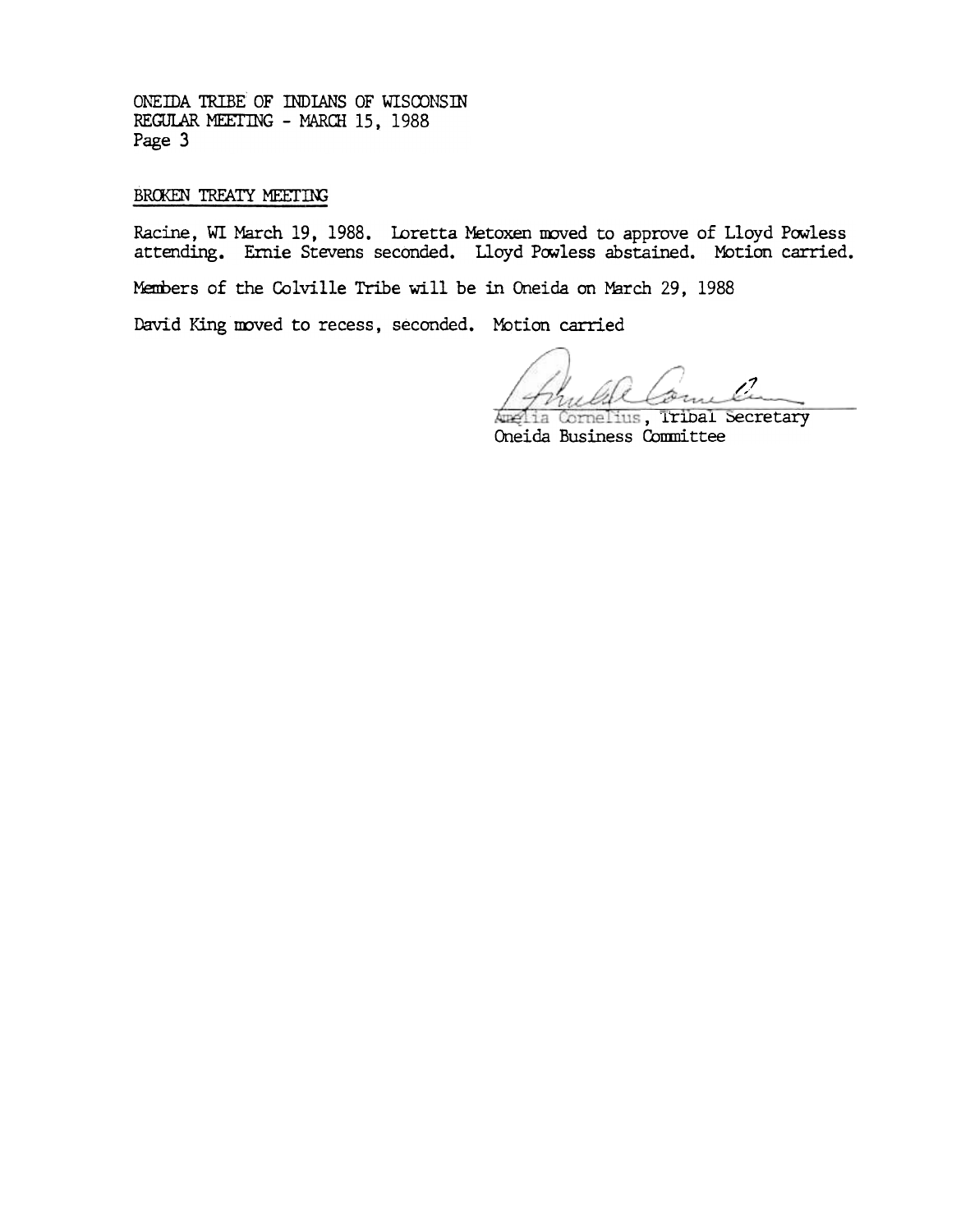## BROKEN TREATY MEETING

Racine, WI March 19, 1988. Loretta Metoxen moved to approve of Lloyd Powless attending. Ernie Stevens seconded. Lloyd Powless abstained. Motion carried.

Members of the Colville Tribe will be in Oneida on March 29, 1988

David King moved to recess, seconded. Motion carried

Amelia Cornelius, Tribal Secretary
Oneida Business Committee